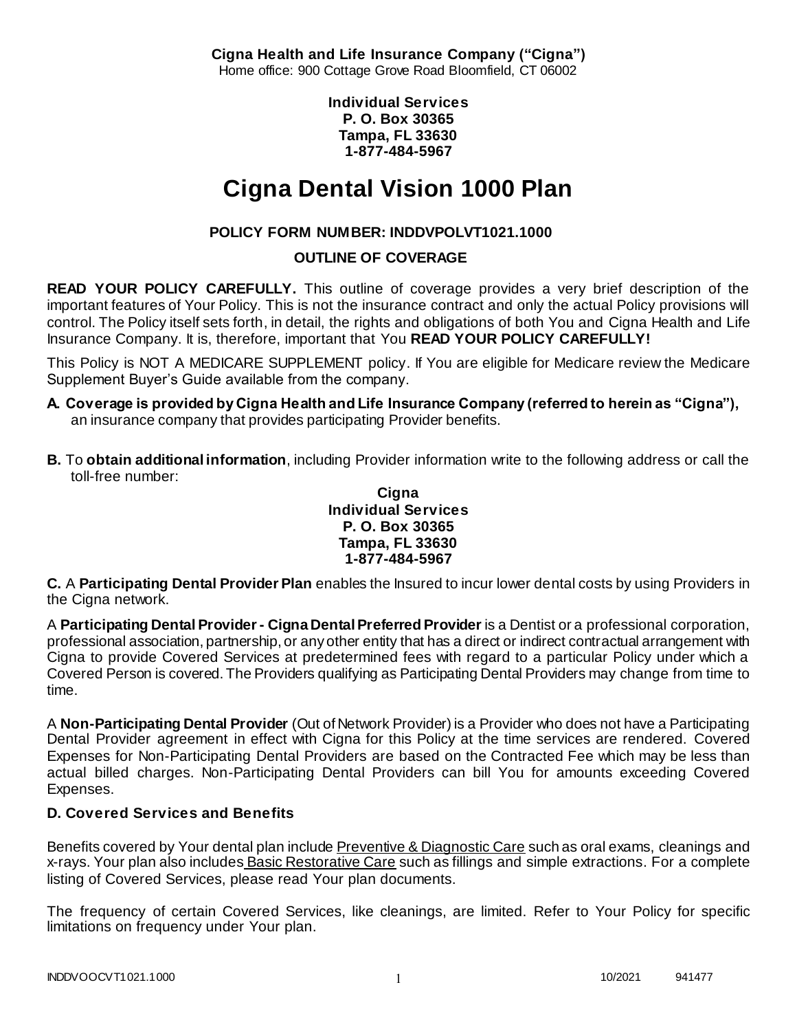**Cigna Health and Life Insurance Company ("Cigna")**
Home office: 900 Cottage Grove Road Bloomfield, CT 06002

**Individual Services**
**P. O. Box 30365**
**Tampa, FL 33630**
**1-877-484-5967**

# Cigna Dental Vision 1000 Plan

**POLICY FORM NUMBER: INDDVPOLVT1021.1000**

**OUTLINE OF COVERAGE**

**READ YOUR POLICY CAREFULLY.** This outline of coverage provides a very brief description of the important features of Your Policy. This is not the insurance contract and only the actual Policy provisions will control. The Policy itself sets forth, in detail, the rights and obligations of both You and Cigna Health and Life Insurance Company. It is, therefore, important that You **READ YOUR POLICY CAREFULLY!**

This Policy is NOT A MEDICARE SUPPLEMENT policy. If You are eligible for Medicare review the Medicare Supplement Buyer's Guide available from the company.

**A. Coverage is provided by Cigna Health and Life Insurance Company (referred to herein as "Cigna"),** an insurance company that provides participating Provider benefits.

**B.** To **obtain additional information**, including Provider information write to the following address or call the toll-free number:

**Cigna**
**Individual Services**
**P. O. Box 30365**
**Tampa, FL 33630**
**1-877-484-5967**

**C.** A **Participating Dental Provider Plan** enables the Insured to incur lower dental costs by using Providers in the Cigna network.

A **Participating Dental Provider - Cigna Dental Preferred Provider** is a Dentist or a professional corporation, professional association, partnership, or any other entity that has a direct or indirect contractual arrangement with Cigna to provide Covered Services at predetermined fees with regard to a particular Policy under which a Covered Person is covered. The Providers qualifying as Participating Dental Providers may change from time to time.

A **Non-Participating Dental Provider** (Out of Network Provider) is a Provider who does not have a Participating Dental Provider agreement in effect with Cigna for this Policy at the time services are rendered. Covered Expenses for Non-Participating Dental Providers are based on the Contracted Fee which may be less than actual billed charges. Non-Participating Dental Providers can bill You for amounts exceeding Covered Expenses.

### D. Covered Services and Benefits

Benefits covered by Your dental plan include Preventive & Diagnostic Care such as oral exams, cleanings and x-rays. Your plan also includes Basic Restorative Care such as fillings and simple extractions. For a complete listing of Covered Services, please read Your plan documents.

The frequency of certain Covered Services, like cleanings, are limited. Refer to Your Policy for specific limitations on frequency under Your plan.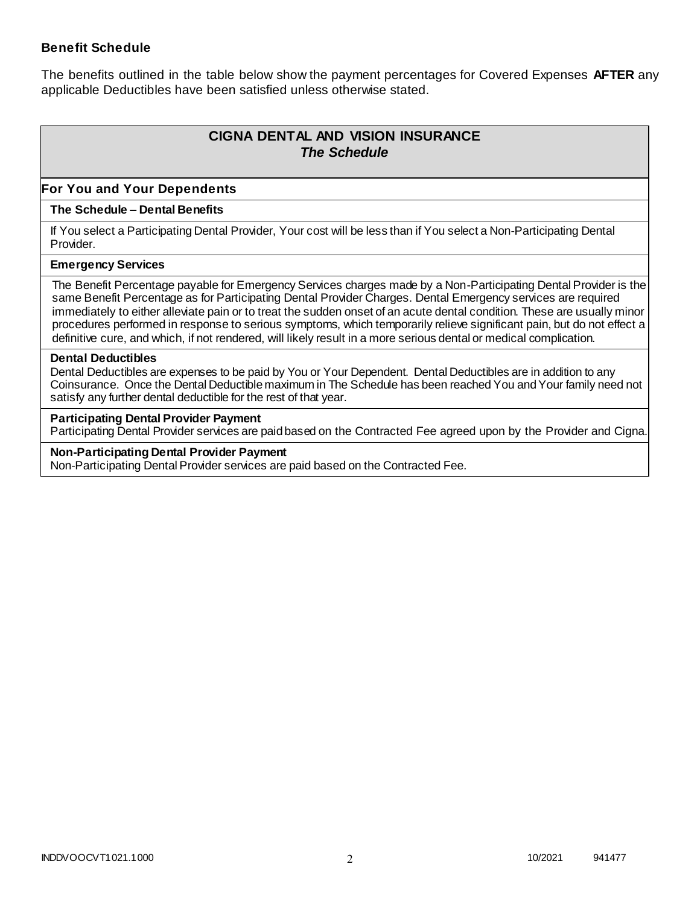### Benefit Schedule

The benefits outlined in the table below show the payment percentages for Covered Expenses **AFTER** any applicable Deductibles have been satisfied unless otherwise stated.

## CIGNA DENTAL AND VISION INSURANCE
### *The Schedule*

**For You and Your Dependents**

**The Schedule – Dental Benefits**

If You select a Participating Dental Provider, Your cost will be less than if You select a Non-Participating Dental Provider.

**Emergency Services**

The Benefit Percentage payable for Emergency Services charges made by a Non-Participating Dental Provider is the same Benefit Percentage as for Participating Dental Provider Charges. Dental Emergency services are required immediately to either alleviate pain or to treat the sudden onset of an acute dental condition. These are usually minor procedures performed in response to serious symptoms, which temporarily relieve significant pain, but do not effect a definitive cure, and which, if not rendered, will likely result in a more serious dental or medical complication.

**Dental Deductibles**

Dental Deductibles are expenses to be paid by You or Your Dependent. Dental Deductibles are in addition to any Coinsurance. Once the Dental Deductible maximum in The Schedule has been reached You and Your family need not satisfy any further dental deductible for the rest of that year.

**Participating Dental Provider Payment**

Participating Dental Provider services are paid based on the Contracted Fee agreed upon by the Provider and Cigna.

**Non-Participating Dental Provider Payment**

Non-Participating Dental Provider services are paid based on the Contracted Fee.

INDDVOOCVT1021.1000 10/2021 941477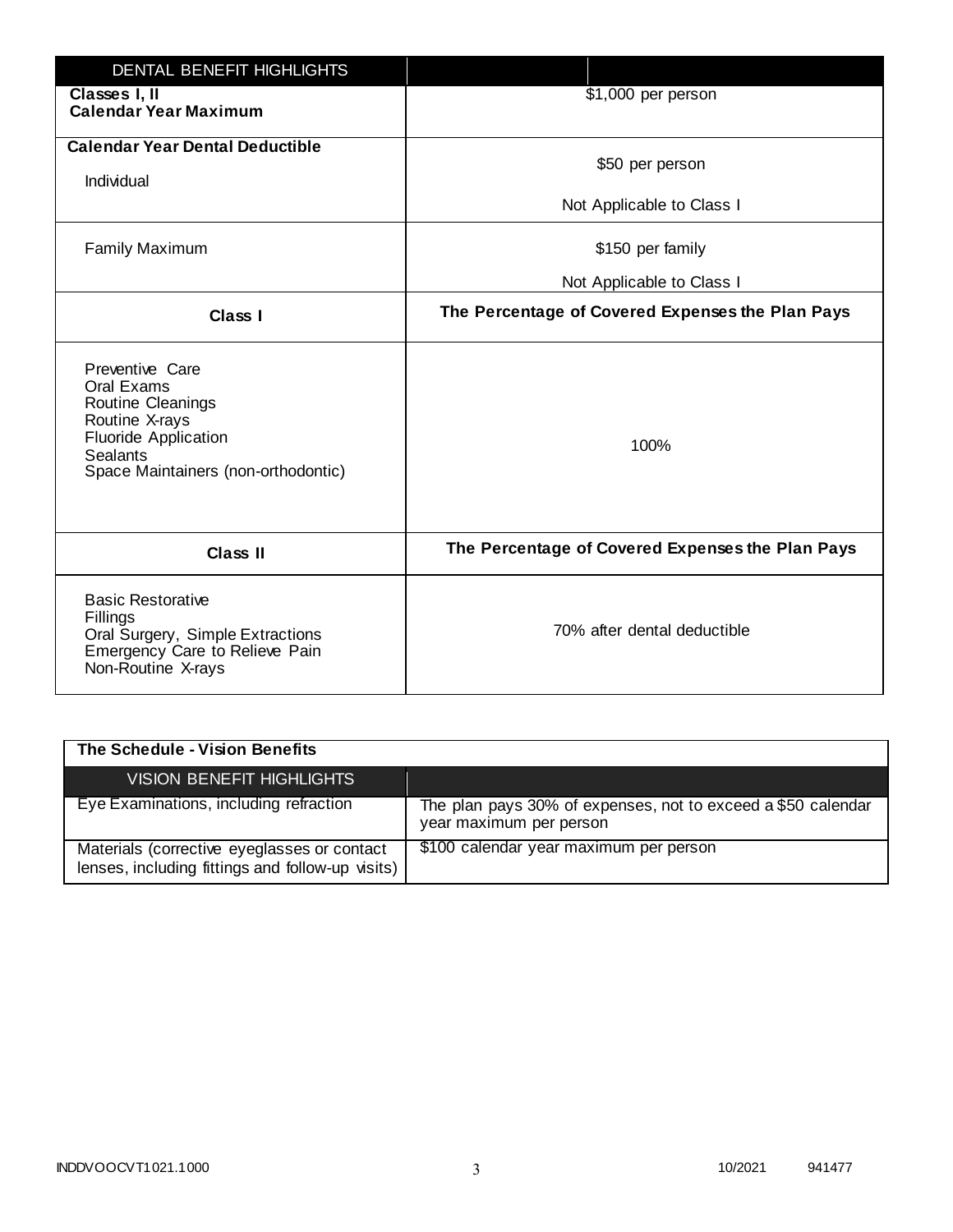| DENTAL BENEFIT HIGHLIGHTS | |
|---|---|
| **Classes I, II**<br>**Calendar Year Maximum** | $1,000 per person |
| **Calendar Year Dental Deductible**<br>Individual | $50 per person<br>Not Applicable to Class I |
| Family Maximum | $150 per family<br>Not Applicable to Class I |
| **Class I** | **The Percentage of Covered Expenses the Plan Pays** |
| Preventive Care<br>Oral Exams<br>Routine Cleanings<br>Routine X-rays<br>Fluoride Application<br>Sealants<br>Space Maintainers (non-orthodontic) | 100% |
| **Class II** | **The Percentage of Covered Expenses the Plan Pays** |
| Basic Restorative<br>Fillings<br>Oral Surgery, Simple Extractions<br>Emergency Care to Relieve Pain<br>Non-Routine X-rays | 70% after dental deductible |

**The Schedule - Vision Benefits**

| VISION BENEFIT HIGHLIGHTS | |
|---|---|
| Eye Examinations, including refraction | The plan pays 30% of expenses, not to exceed a $50 calendar year maximum per person |
| Materials (corrective eyeglasses or contact lenses, including fittings and follow-up visits) | $100 calendar year maximum per person |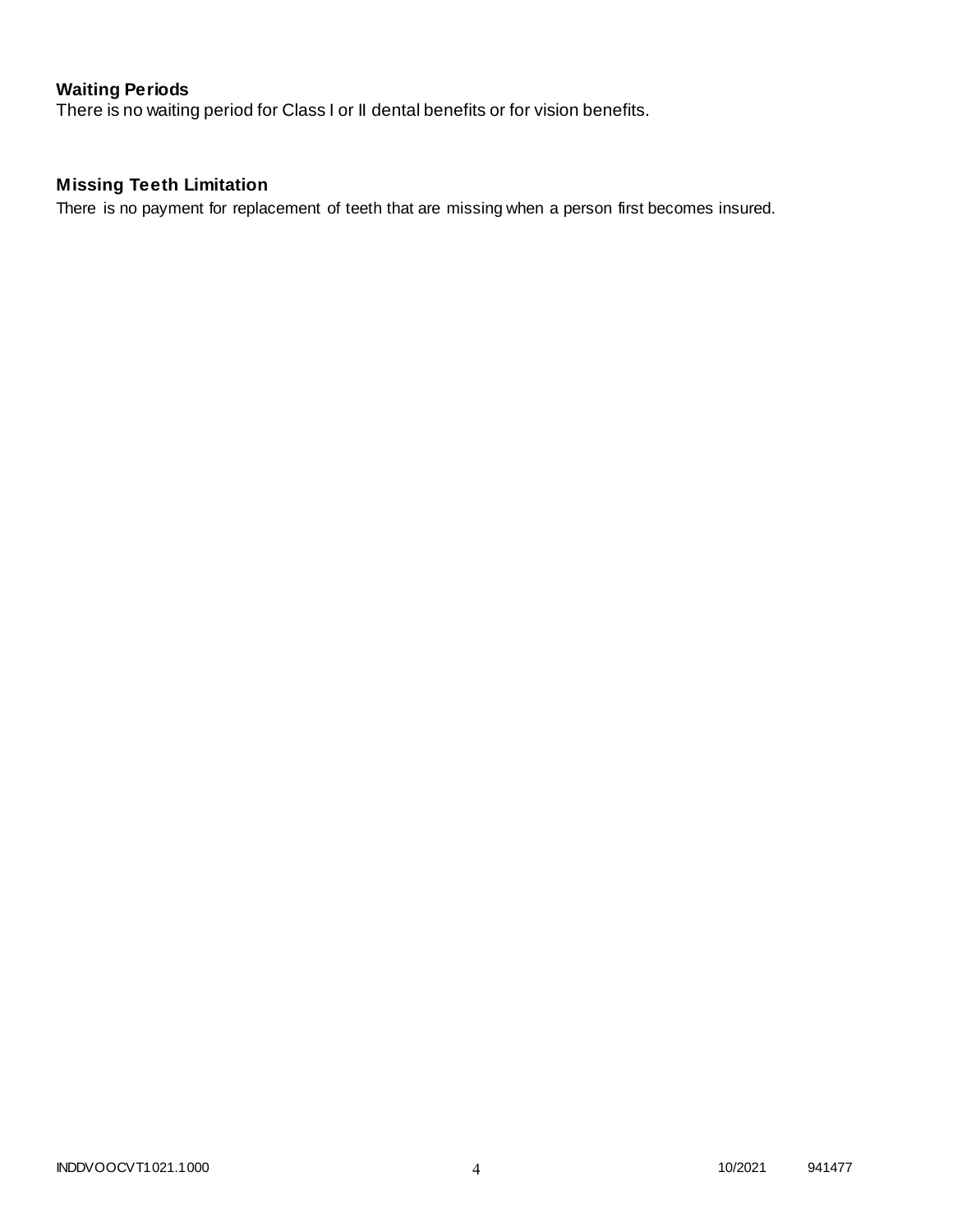## Waiting Periods

There is no waiting period for Class I or II dental benefits or for vision benefits.

## Missing Teeth Limitation

There is no payment for replacement of teeth that are missing when a person first becomes insured.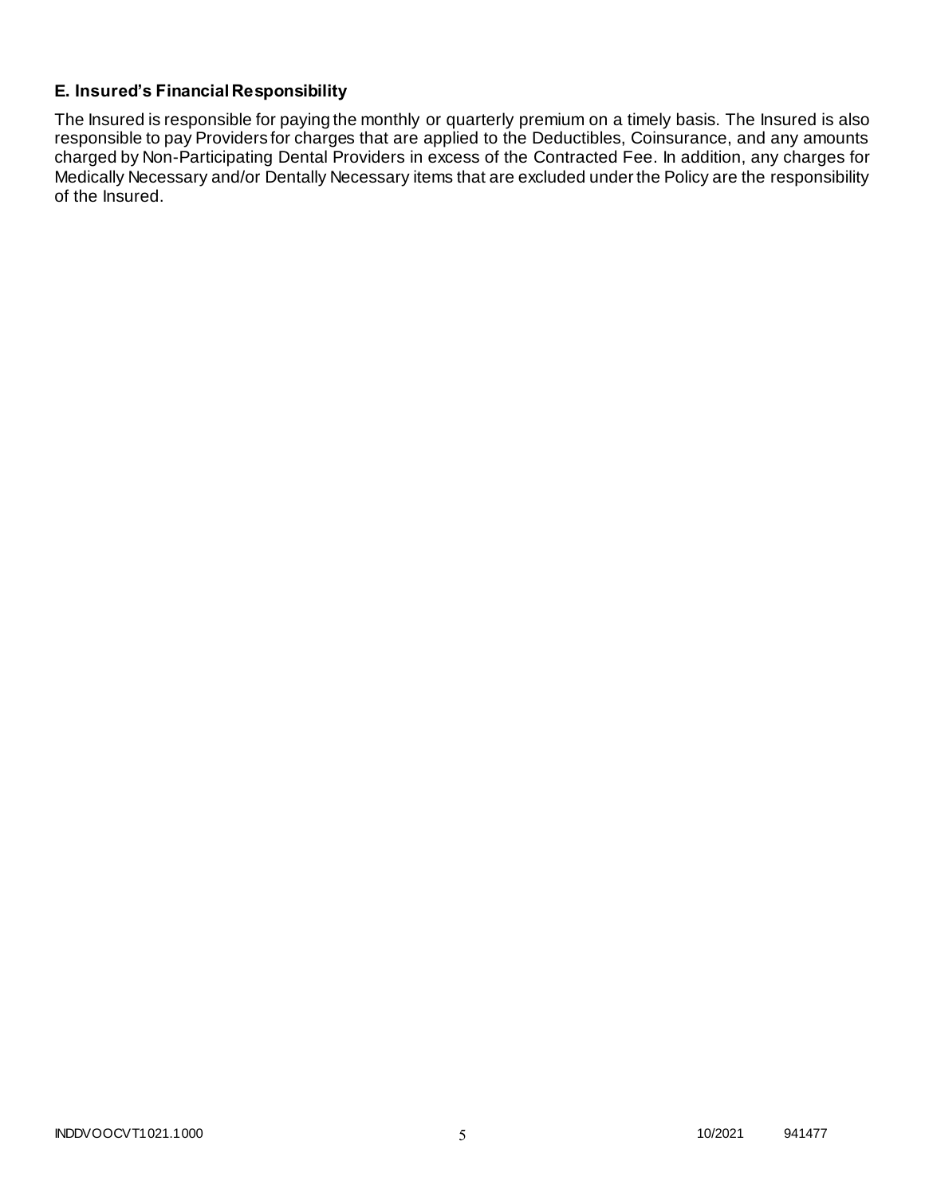### E. Insured's Financial Responsibility

The Insured is responsible for paying the monthly or quarterly premium on a timely basis. The Insured is also responsible to pay Providers for charges that are applied to the Deductibles, Coinsurance, and any amounts charged by Non-Participating Dental Providers in excess of the Contracted Fee. In addition, any charges for Medically Necessary and/or Dentally Necessary items that are excluded under the Policy are the responsibility of the Insured.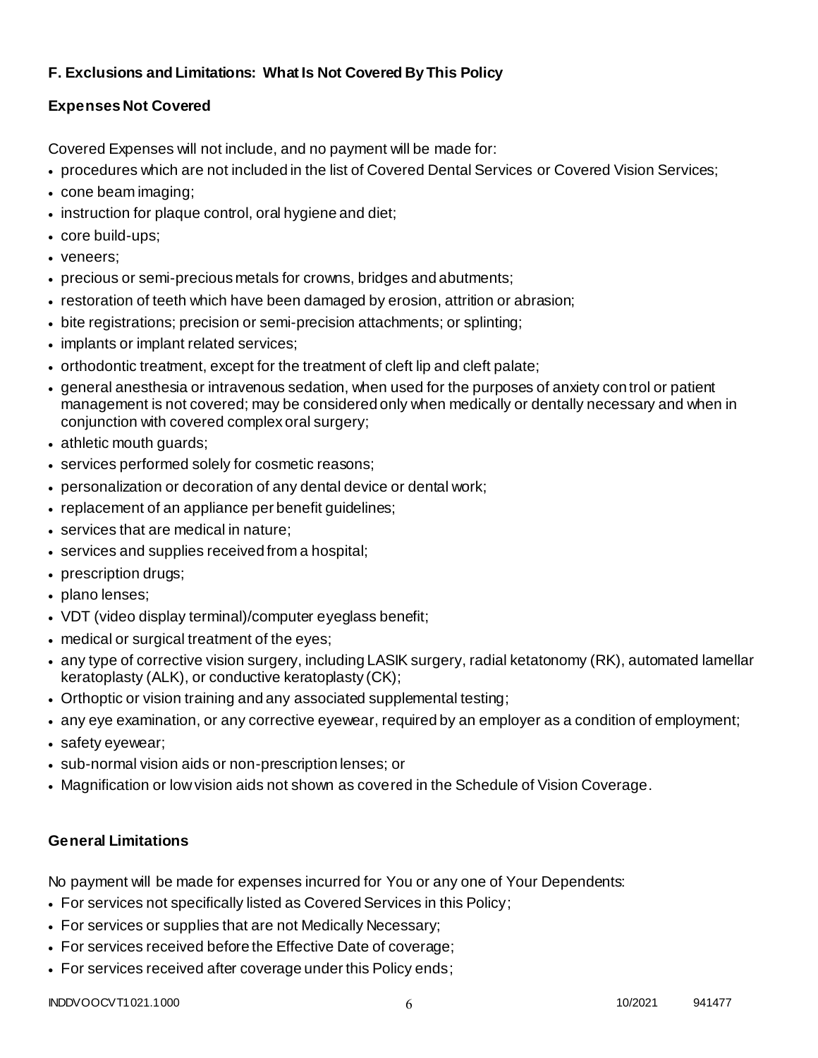### F. Exclusions and Limitations: What Is Not Covered By This Policy

#### Expenses Not Covered

Covered Expenses will not include, and no payment will be made for:

- procedures which are not included in the list of Covered Dental Services or Covered Vision Services;
- cone beam imaging;
- instruction for plaque control, oral hygiene and diet;
- core build-ups;
- veneers;
- precious or semi-precious metals for crowns, bridges and abutments;
- restoration of teeth which have been damaged by erosion, attrition or abrasion;
- bite registrations; precision or semi-precision attachments; or splinting;
- implants or implant related services;
- orthodontic treatment, except for the treatment of cleft lip and cleft palate;
- general anesthesia or intravenous sedation, when used for the purposes of anxiety control or patient management is not covered; may be considered only when medically or dentally necessary and when in conjunction with covered complex oral surgery;
- athletic mouth guards;
- services performed solely for cosmetic reasons;
- personalization or decoration of any dental device or dental work;
- replacement of an appliance per benefit guidelines;
- services that are medical in nature;
- services and supplies received from a hospital;
- prescription drugs;
- plano lenses;
- VDT (video display terminal)/computer eyeglass benefit;
- medical or surgical treatment of the eyes;
- any type of corrective vision surgery, including LASIK surgery, radial ketatonomy (RK), automated lamellar keratoplasty (ALK), or conductive keratoplasty (CK);
- Orthoptic or vision training and any associated supplemental testing;
- any eye examination, or any corrective eyewear, required by an employer as a condition of employment;
- safety eyewear;
- sub-normal vision aids or non-prescription lenses; or
- Magnification or low vision aids not shown as covered in the Schedule of Vision Coverage.

#### General Limitations

No payment will be made for expenses incurred for You or any one of Your Dependents:

- For services not specifically listed as Covered Services in this Policy;
- For services or supplies that are not Medically Necessary;
- For services received before the Effective Date of coverage;
- For services received after coverage under this Policy ends;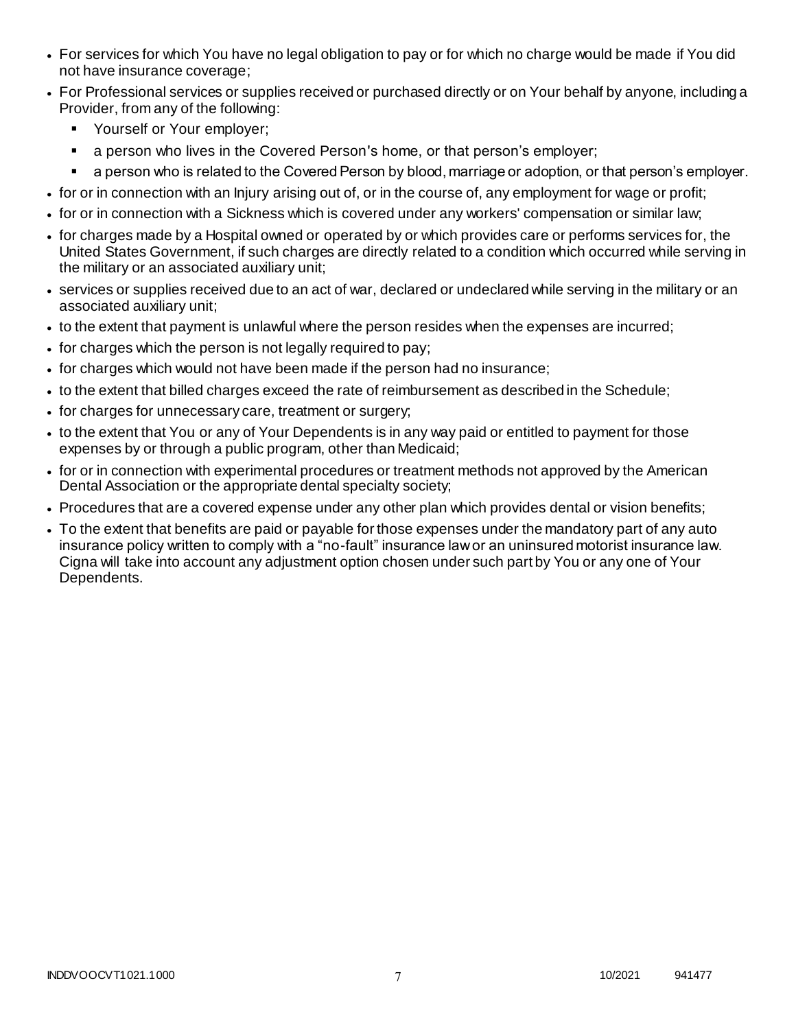- For services for which You have no legal obligation to pay or for which no charge would be made if You did not have insurance coverage;
- For Professional services or supplies received or purchased directly or on Your behalf by anyone, including a Provider, from any of the following:
  - Yourself or Your employer;
  - a person who lives in the Covered Person's home, or that person's employer;
  - a person who is related to the Covered Person by blood, marriage or adoption, or that person's employer.
- for or in connection with an Injury arising out of, or in the course of, any employment for wage or profit;
- for or in connection with a Sickness which is covered under any workers' compensation or similar law;
- for charges made by a Hospital owned or operated by or which provides care or performs services for, the United States Government, if such charges are directly related to a condition which occurred while serving in the military or an associated auxiliary unit;
- services or supplies received due to an act of war, declared or undeclared while serving in the military or an associated auxiliary unit;
- to the extent that payment is unlawful where the person resides when the expenses are incurred;
- for charges which the person is not legally required to pay;
- for charges which would not have been made if the person had no insurance;
- to the extent that billed charges exceed the rate of reimbursement as described in the Schedule;
- for charges for unnecessary care, treatment or surgery;
- to the extent that You or any of Your Dependents is in any way paid or entitled to payment for those expenses by or through a public program, other than Medicaid;
- for or in connection with experimental procedures or treatment methods not approved by the American Dental Association or the appropriate dental specialty society;
- Procedures that are a covered expense under any other plan which provides dental or vision benefits;
- To the extent that benefits are paid or payable for those expenses under the mandatory part of any auto insurance policy written to comply with a "no-fault" insurance law or an uninsured motorist insurance law. Cigna will take into account any adjustment option chosen under such part by You or any one of Your Dependents.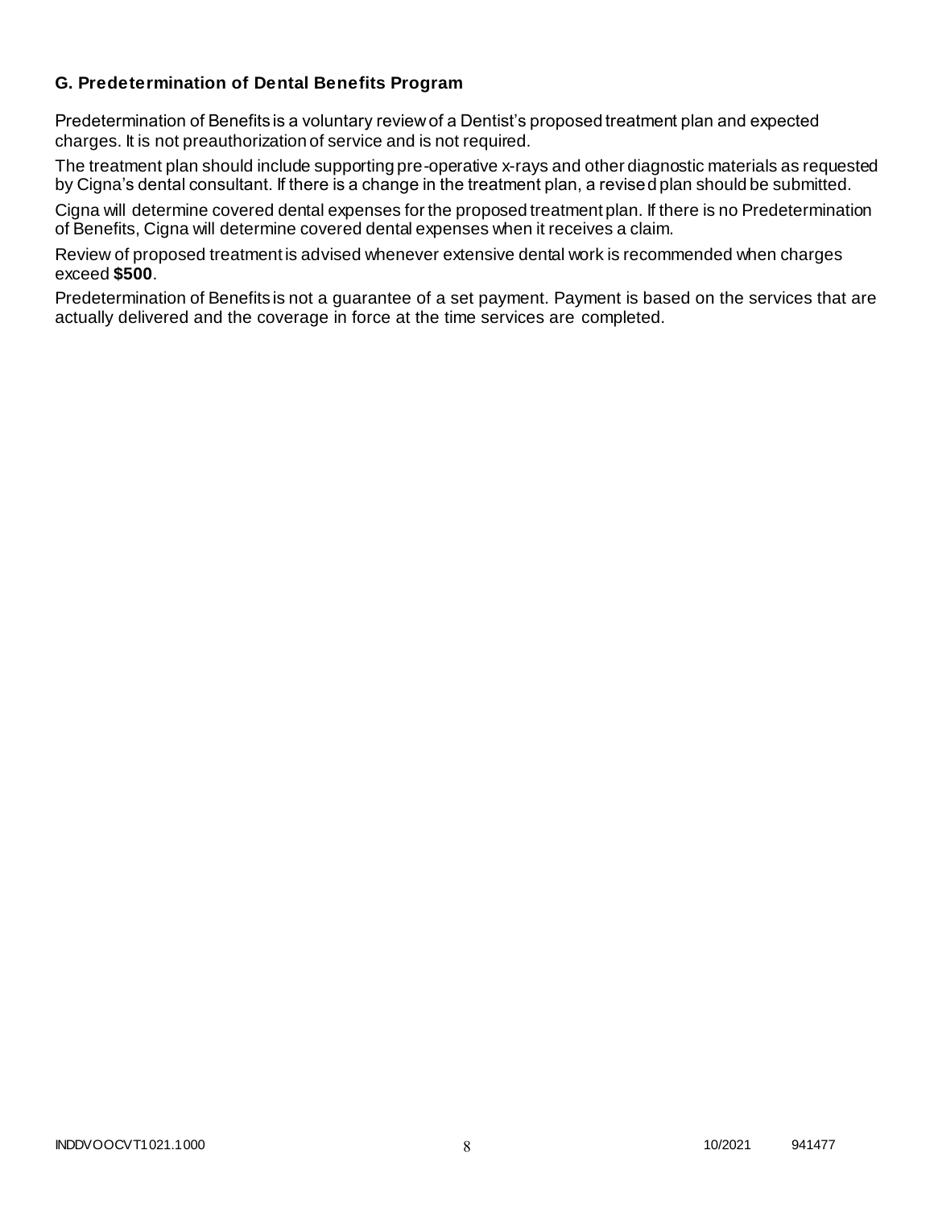### G. Predetermination of Dental Benefits Program

Predetermination of Benefits is a voluntary review of a Dentist's proposed treatment plan and expected charges. It is not preauthorization of service and is not required.

The treatment plan should include supporting pre-operative x-rays and other diagnostic materials as requested by Cigna's dental consultant. If there is a change in the treatment plan, a revised plan should be submitted.

Cigna will determine covered dental expenses for the proposed treatment plan. If there is no Predetermination of Benefits, Cigna will determine covered dental expenses when it receives a claim.

Review of proposed treatment is advised whenever extensive dental work is recommended when charges exceed **$500**.

Predetermination of Benefits is not a guarantee of a set payment. Payment is based on the services that are actually delivered and the coverage in force at the time services are completed.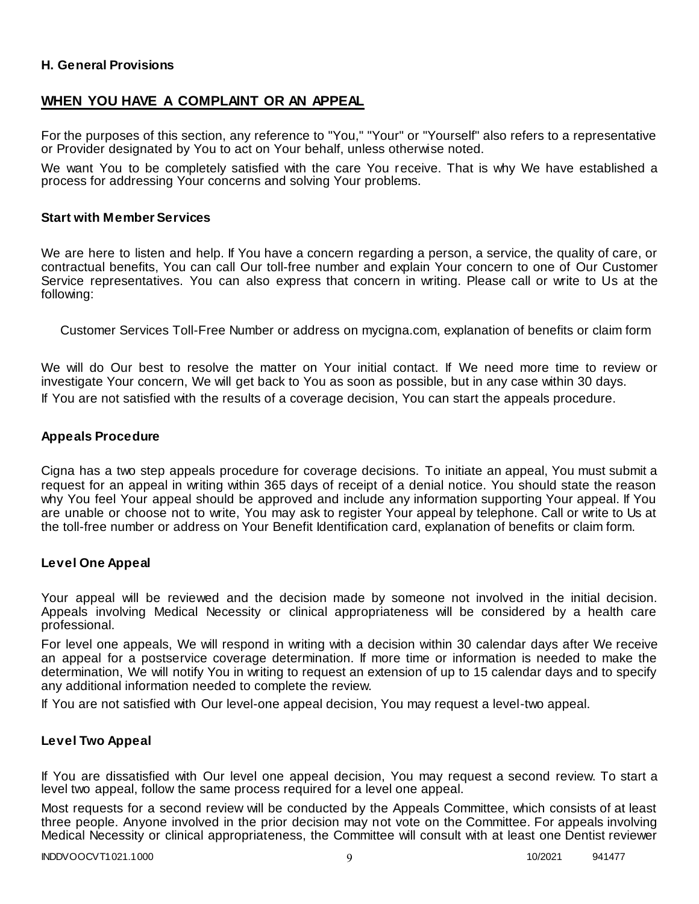**H. General Provisions**

## WHEN YOU HAVE A COMPLAINT OR AN APPEAL

For the purposes of this section, any reference to "You," "Your" or "Yourself" also refers to a representative or Provider designated by You to act on Your behalf, unless otherwise noted.

We want You to be completely satisfied with the care You receive. That is why We have established a process for addressing Your concerns and solving Your problems.

### Start with Member Services

We are here to listen and help. If You have a concern regarding a person, a service, the quality of care, or contractual benefits, You can call Our toll-free number and explain Your concern to one of Our Customer Service representatives. You can also express that concern in writing. Please call or write to Us at the following:

Customer Services Toll-Free Number or address on mycigna.com, explanation of benefits or claim form

We will do Our best to resolve the matter on Your initial contact. If We need more time to review or investigate Your concern, We will get back to You as soon as possible, but in any case within 30 days.

If You are not satisfied with the results of a coverage decision, You can start the appeals procedure.

### Appeals Procedure

Cigna has a two step appeals procedure for coverage decisions. To initiate an appeal, You must submit a request for an appeal in writing within 365 days of receipt of a denial notice. You should state the reason why You feel Your appeal should be approved and include any information supporting Your appeal. If You are unable or choose not to write, You may ask to register Your appeal by telephone. Call or write to Us at the toll-free number or address on Your Benefit Identification card, explanation of benefits or claim form.

### Level One Appeal

Your appeal will be reviewed and the decision made by someone not involved in the initial decision. Appeals involving Medical Necessity or clinical appropriateness will be considered by a health care professional.

For level one appeals, We will respond in writing with a decision within 30 calendar days after We receive an appeal for a postservice coverage determination. If more time or information is needed to make the determination, We will notify You in writing to request an extension of up to 15 calendar days and to specify any additional information needed to complete the review.

If You are not satisfied with Our level-one appeal decision, You may request a level-two appeal.

### Level Two Appeal

If You are dissatisfied with Our level one appeal decision, You may request a second review. To start a level two appeal, follow the same process required for a level one appeal.

Most requests for a second review will be conducted by the Appeals Committee, which consists of at least three people. Anyone involved in the prior decision may not vote on the Committee. For appeals involving Medical Necessity or clinical appropriateness, the Committee will consult with at least one Dentist reviewer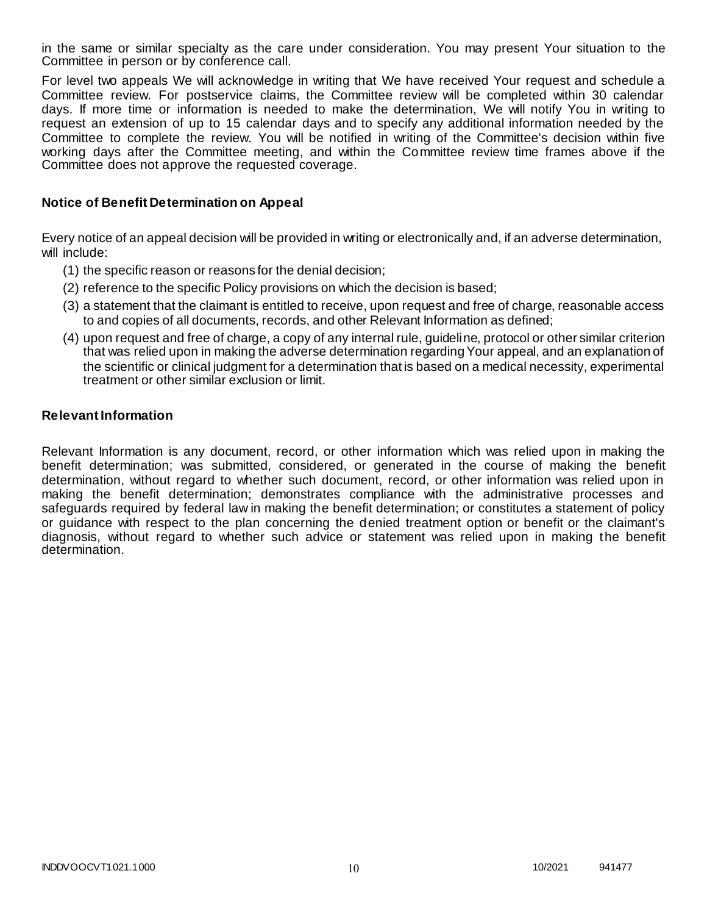in the same or similar specialty as the care under consideration. You may present Your situation to the Committee in person or by conference call.

For level two appeals We will acknowledge in writing that We have received Your request and schedule a Committee review. For postservice claims, the Committee review will be completed within 30 calendar days. If more time or information is needed to make the determination, We will notify You in writing to request an extension of up to 15 calendar days and to specify any additional information needed by the Committee to complete the review. You will be notified in writing of the Committee's decision within five working days after the Committee meeting, and within the Committee review time frames above if the Committee does not approve the requested coverage.

**Notice of Benefit Determination on Appeal**

Every notice of an appeal decision will be provided in writing or electronically and, if an adverse determination, will include:

(1) the specific reason or reasons for the denial decision;

(2) reference to the specific Policy provisions on which the decision is based;

(3) a statement that the claimant is entitled to receive, upon request and free of charge, reasonable access to and copies of all documents, records, and other Relevant Information as defined;

(4) upon request and free of charge, a copy of any internal rule, guideline, protocol or other similar criterion that was relied upon in making the adverse determination regarding Your appeal, and an explanation of the scientific or clinical judgment for a determination that is based on a medical necessity, experimental treatment or other similar exclusion or limit.

**Relevant Information**

Relevant Information is any document, record, or other information which was relied upon in making the benefit determination; was submitted, considered, or generated in the course of making the benefit determination, without regard to whether such document, record, or other information was relied upon in making the benefit determination; demonstrates compliance with the administrative processes and safeguards required by federal law in making the benefit determination; or constitutes a statement of policy or guidance with respect to the plan concerning the denied treatment option or benefit or the claimant's diagnosis, without regard to whether such advice or statement was relied upon in making the benefit determination.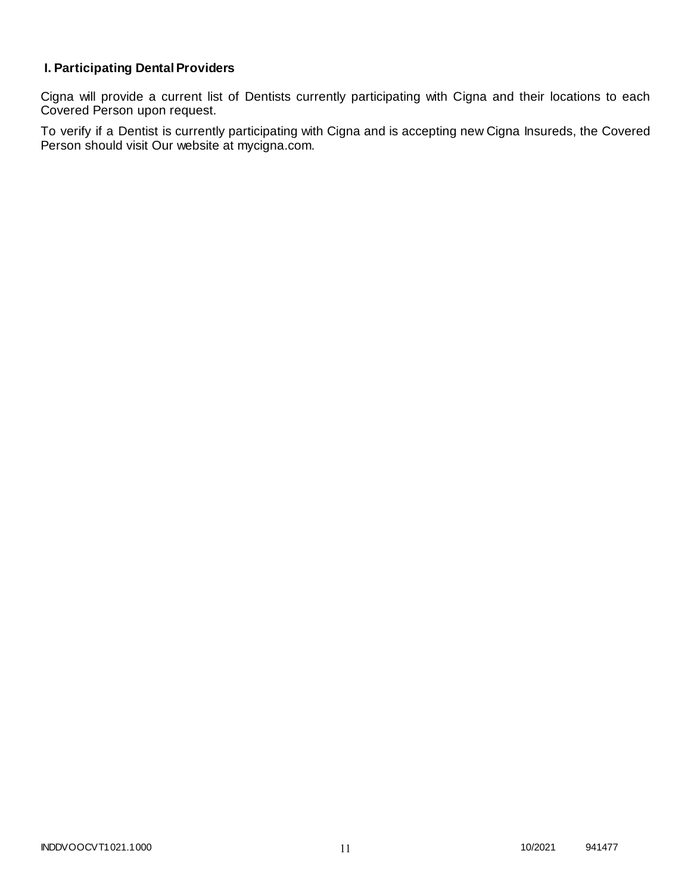## I. Participating Dental Providers

Cigna will provide a current list of Dentists currently participating with Cigna and their locations to each Covered Person upon request.

To verify if a Dentist is currently participating with Cigna and is accepting new Cigna Insureds, the Covered Person should visit Our website at mycigna.com.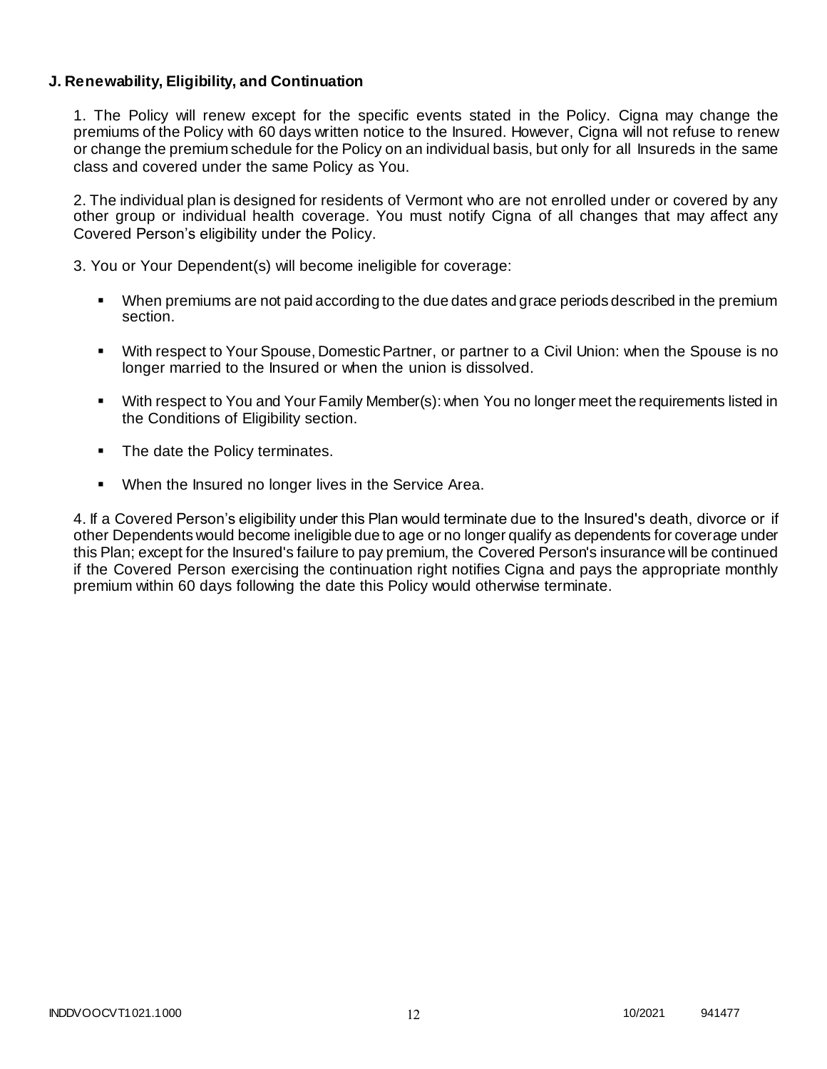**J. Renewability, Eligibility, and Continuation**

1. The Policy will renew except for the specific events stated in the Policy. Cigna may change the premiums of the Policy with 60 days written notice to the Insured. However, Cigna will not refuse to renew or change the premium schedule for the Policy on an individual basis, but only for all Insureds in the same class and covered under the same Policy as You.

2. The individual plan is designed for residents of Vermont who are not enrolled under or covered by any other group or individual health coverage. You must notify Cigna of all changes that may affect any Covered Person's eligibility under the Policy.

3. You or Your Dependent(s) will become ineligible for coverage:

- When premiums are not paid according to the due dates and grace periods described in the premium section.
- With respect to Your Spouse, Domestic Partner, or partner to a Civil Union: when the Spouse is no longer married to the Insured or when the union is dissolved.
- With respect to You and Your Family Member(s): when You no longer meet the requirements listed in the Conditions of Eligibility section.
- The date the Policy terminates.
- When the Insured no longer lives in the Service Area.

4. If a Covered Person's eligibility under this Plan would terminate due to the Insured's death, divorce or if other Dependents would become ineligible due to age or no longer qualify as dependents for coverage under this Plan; except for the Insured's failure to pay premium, the Covered Person's insurance will be continued if the Covered Person exercising the continuation right notifies Cigna and pays the appropriate monthly premium within 60 days following the date this Policy would otherwise terminate.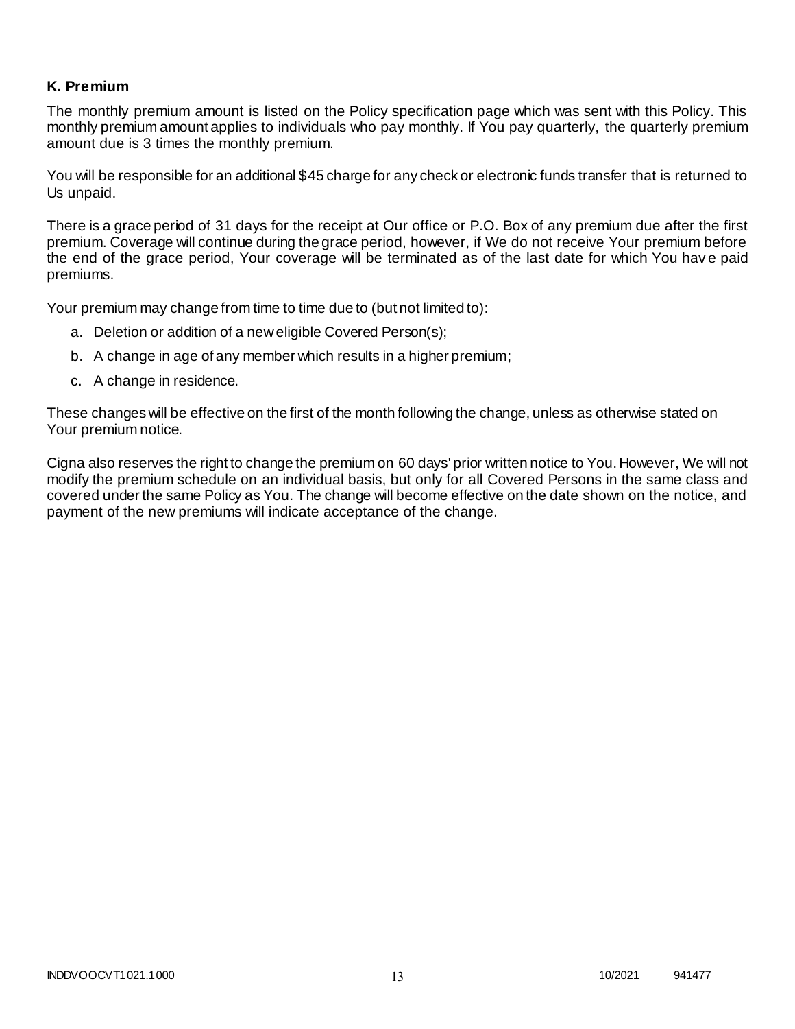### K. Premium

The monthly premium amount is listed on the Policy specification page which was sent with this Policy. This monthly premium amount applies to individuals who pay monthly. If You pay quarterly, the quarterly premium amount due is 3 times the monthly premium.

You will be responsible for an additional $45 charge for any check or electronic funds transfer that is returned to Us unpaid.

There is a grace period of 31 days for the receipt at Our office or P.O. Box of any premium due after the first premium. Coverage will continue during the grace period, however, if We do not receive Your premium before the end of the grace period, Your coverage will be terminated as of the last date for which You have paid premiums.

Your premium may change from time to time due to (but not limited to):

a. Deletion or addition of a new eligible Covered Person(s);
b. A change in age of any member which results in a higher premium;
c. A change in residence.

These changes will be effective on the first of the month following the change, unless as otherwise stated on Your premium notice.

Cigna also reserves the right to change the premium on 60 days' prior written notice to You. However, We will not modify the premium schedule on an individual basis, but only for all Covered Persons in the same class and covered under the same Policy as You. The change will become effective on the date shown on the notice, and payment of the new premiums will indicate acceptance of the change.